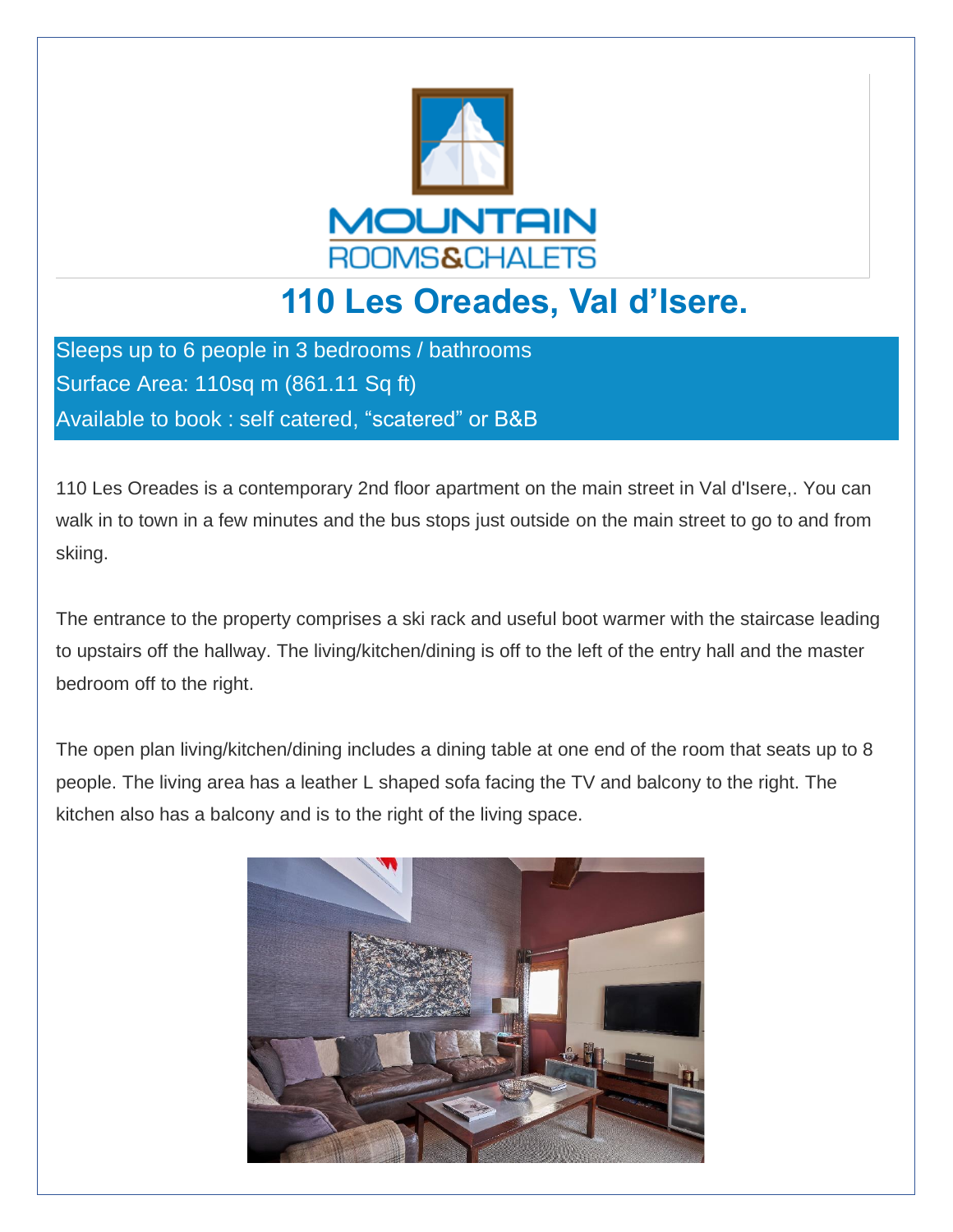MOUNTAIN
ROOMS&CHALETS

# 110 Les Oreades, Val d'Isere.

Sleeps up to 6 people in 3 bedrooms / bathrooms
Surface Area: 110sq m (861.11 Sq ft)
Available to book : self catered, "scatered" or B&B

110 Les Oreades is a contemporary 2nd floor apartment on the main street in Val d'Isere,. You can walk in to town in a few minutes and the bus stops just outside on the main street to go to and from skiing.

The entrance to the property comprises a ski rack and useful boot warmer with the staircase leading to upstairs off the hallway. The living/kitchen/dining is off to the left of the entry hall and the master bedroom off to the right.

The open plan living/kitchen/dining includes a dining table at one end of the room that seats up to 8 people. The living area has a leather L shaped sofa facing the TV and balcony to the right. The kitchen also has a balcony and is to the right of the living space.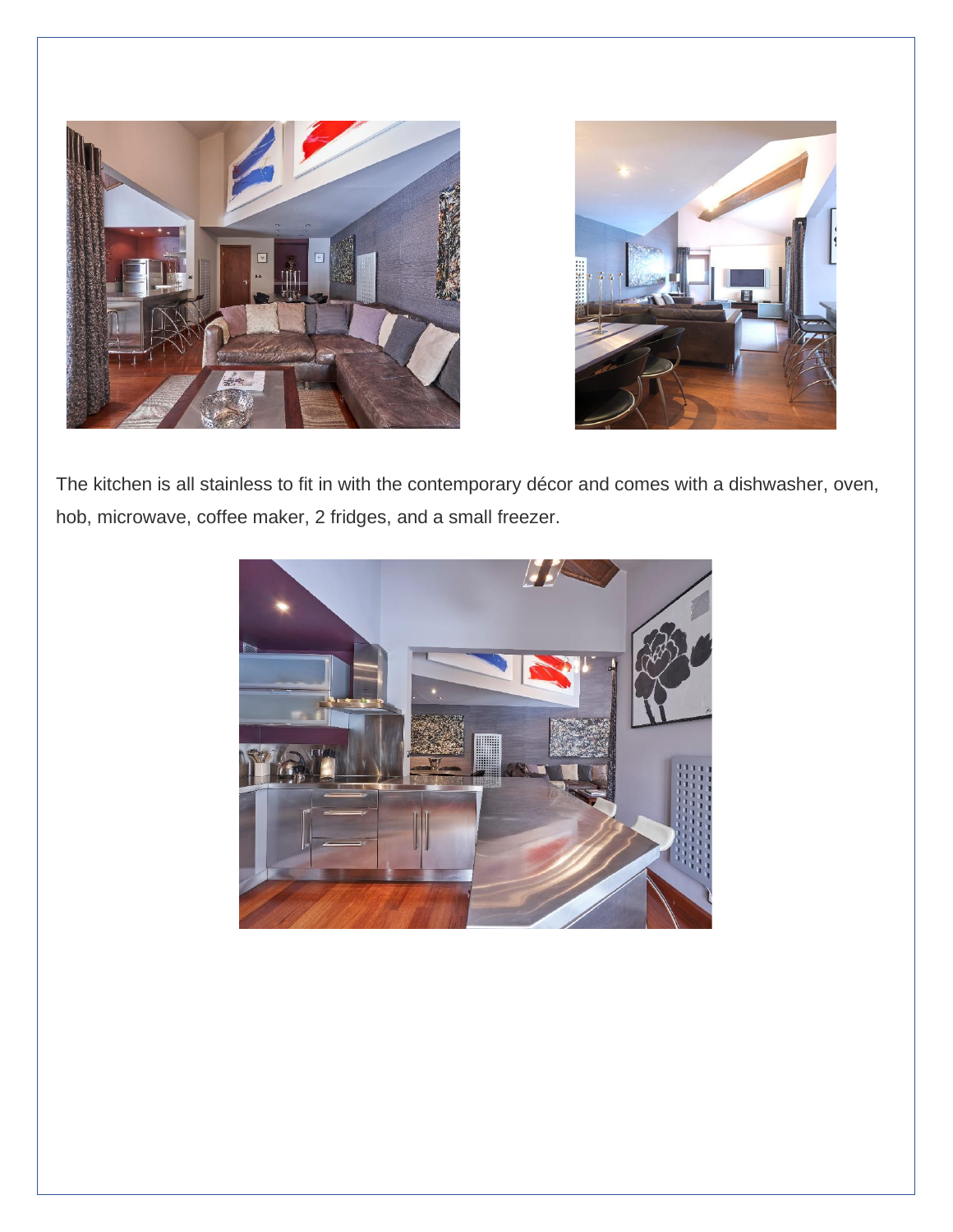The kitchen is all stainless to fit in with the contemporary décor and comes with a dishwasher, oven, hob, microwave, coffee maker, 2 fridges, and a small freezer.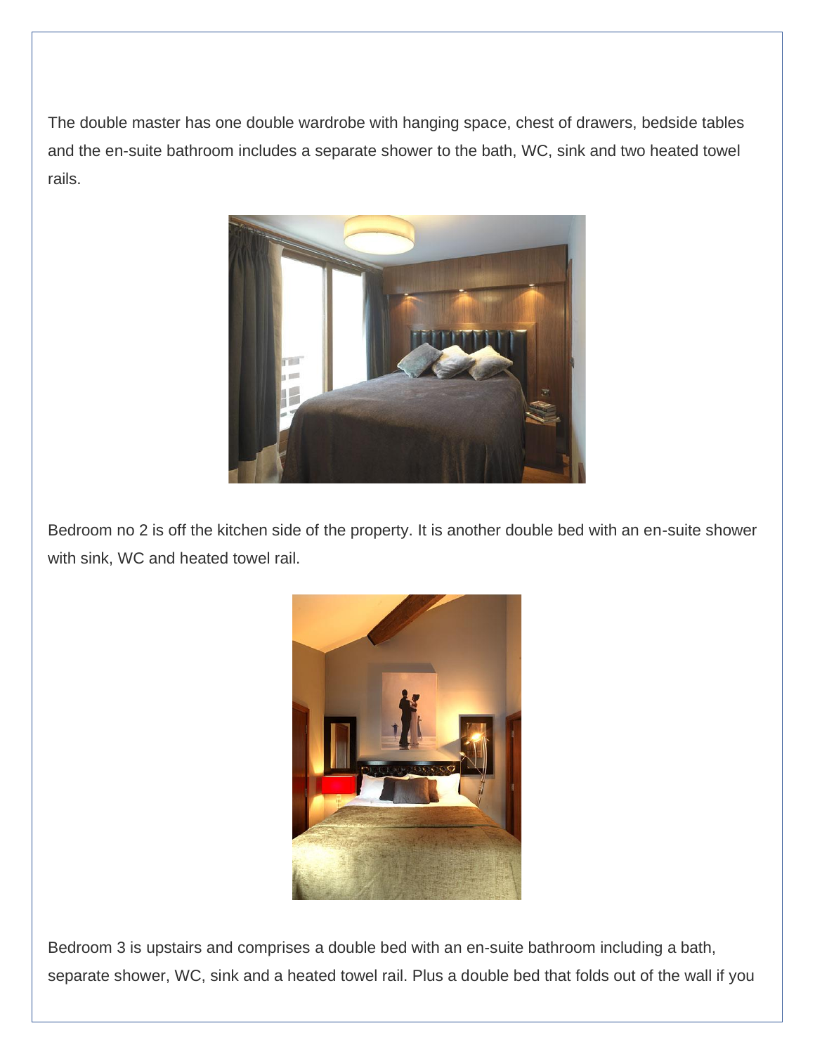The double master has one double wardrobe with hanging space, chest of drawers, bedside tables and the en-suite bathroom includes a separate shower to the bath, WC, sink and two heated towel rails.

Bedroom no 2 is off the kitchen side of the property. It is another double bed with an en-suite shower with sink, WC and heated towel rail.

Bedroom 3 is upstairs and comprises a double bed with an en-suite bathroom including a bath, separate shower, WC, sink and a heated towel rail. Plus a double bed that folds out of the wall if you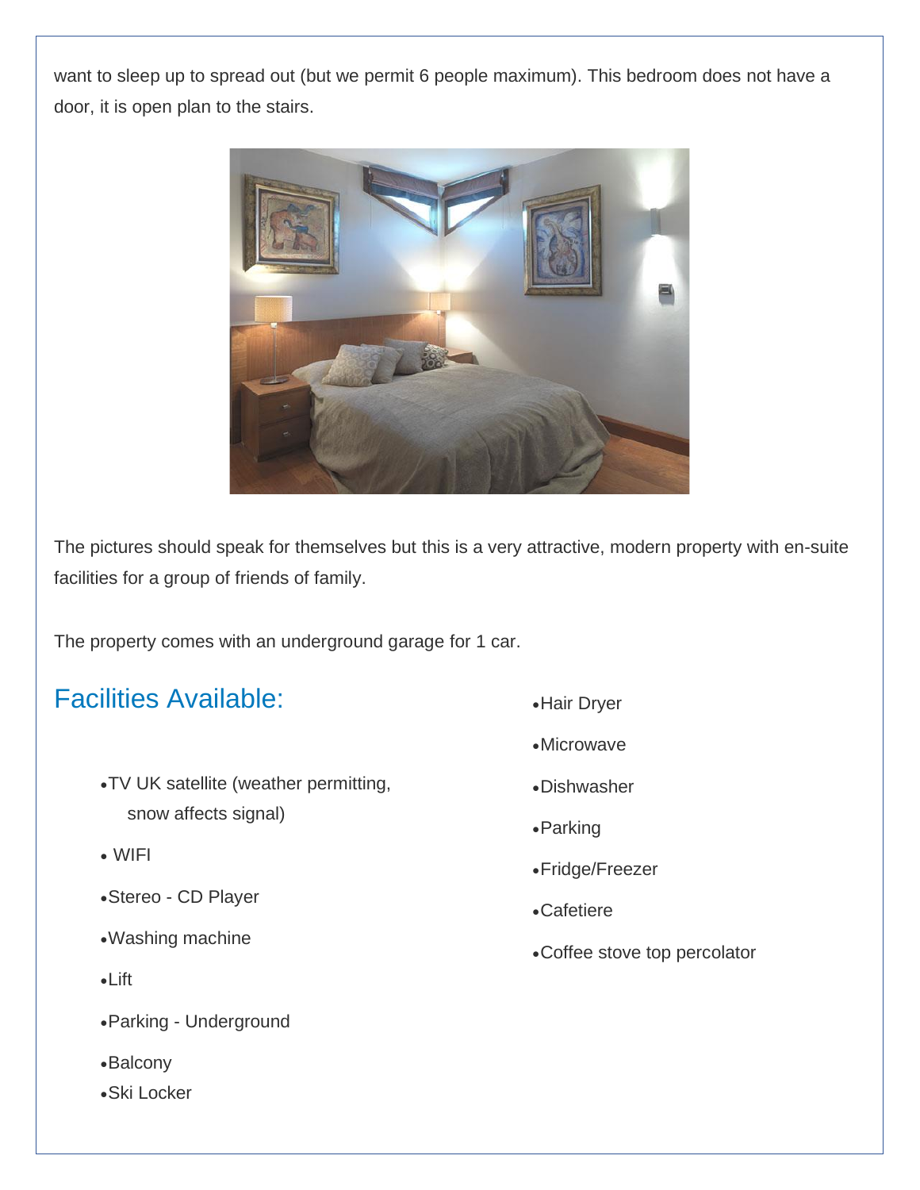want to sleep up to spread out (but we permit 6 people maximum). This bedroom does not have a door, it is open plan to the stairs.

The pictures should speak for themselves but this is a very attractive, modern property with en-suite facilities for a group of friends of family.

The property comes with an underground garage for 1 car.

## Facilities Available:

- TV UK satellite (weather permitting, snow affects signal)
- WIFI
- Stereo - CD Player
- Washing machine
- Lift
- Parking - Underground
- Balcony
- Ski Locker
- Hair Dryer
- Microwave
- Dishwasher
- Parking
- Fridge/Freezer
- Cafetiere
- Coffee stove top percolator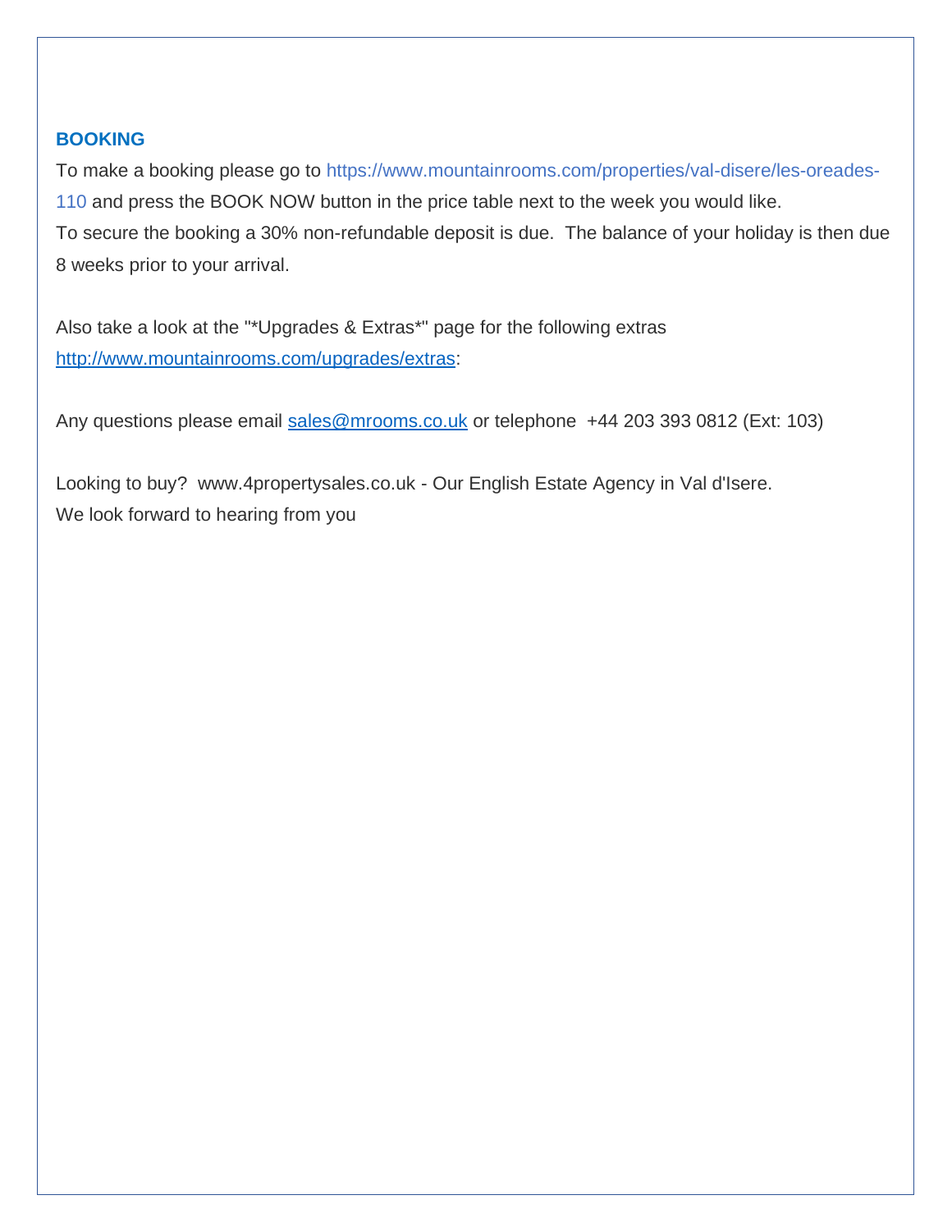## BOOKING

To make a booking please go to https://www.mountainrooms.com/properties/val-disere/les-oreades-110 and press the BOOK NOW button in the price table next to the week you would like.
To secure the booking a 30% non-refundable deposit is due. The balance of your holiday is then due 8 weeks prior to your arrival.

Also take a look at the "*Upgrades & Extras*" page for the following extras http://www.mountainrooms.com/upgrades/extras:

Any questions please email sales@mrooms.co.uk or telephone +44 203 393 0812 (Ext: 103)

Looking to buy? www.4propertysales.co.uk - Our English Estate Agency in Val d'Isere.
We look forward to hearing from you